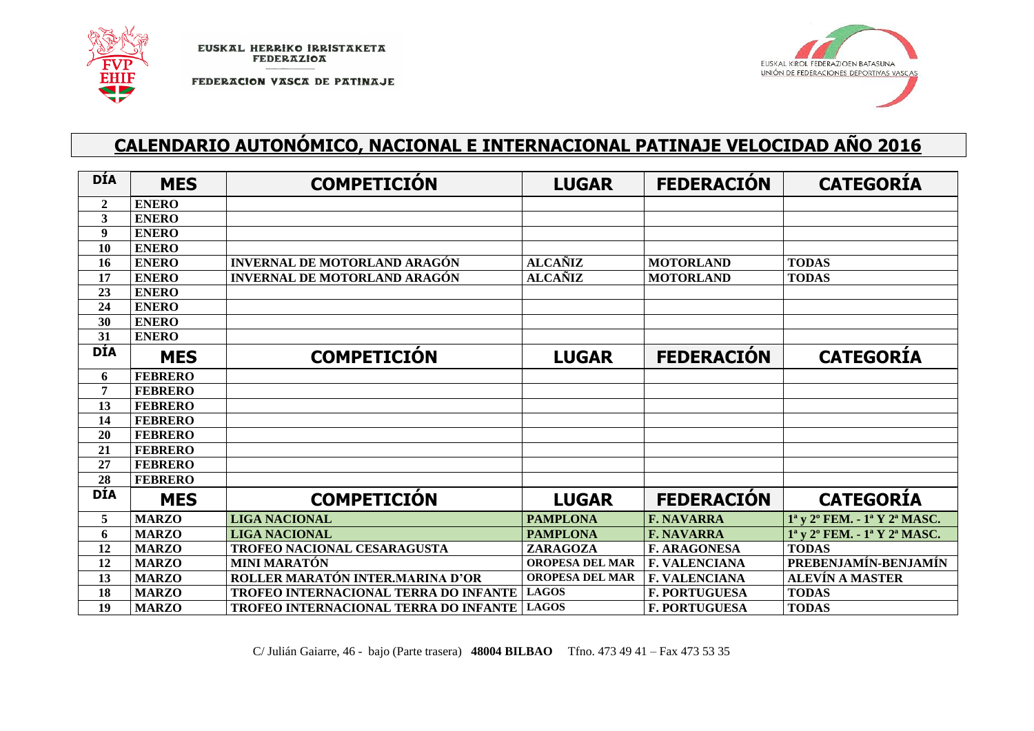EUSKAL HERRIKO IRRISTAKETA FEDERAZIOA

FEDERACION VASCA DE PATINAJE

EUSKAL KIROL FEDERAZIOEN BATASUNA
UNIÓN DE FEDERACIONES DEPORTIVAS VASCAS

## CALENDARIO AUTONÓMICO, NACIONAL E INTERNACIONAL PATINAJE VELOCIDAD AÑO 2016

| DÍA | MES | COMPETICIÓN | LUGAR | FEDERACIÓN | CATEGORÍA |
|---|---|---|---|---|---|
| 2 | ENERO | | | | |
| 3 | ENERO | | | | |
| 9 | ENERO | | | | |
| 10 | ENERO | | | | |
| 16 | ENERO | INVERNAL DE MOTORLAND ARAGÓN | ALCAÑIZ | MOTORLAND | TODAS |
| 17 | ENERO | INVERNAL DE MOTORLAND ARAGÓN | ALCAÑIZ | MOTORLAND | TODAS |
| 23 | ENERO | | | | |
| 24 | ENERO | | | | |
| 30 | ENERO | | | | |
| 31 | ENERO | | | | |
| **DÍA** | **MES** | **COMPETICIÓN** | **LUGAR** | **FEDERACIÓN** | **CATEGORÍA** |
| 6 | FEBRERO | | | | |
| 7 | FEBRERO | | | | |
| 13 | FEBRERO | | | | |
| 14 | FEBRERO | | | | |
| 20 | FEBRERO | | | | |
| 21 | FEBRERO | | | | |
| 27 | FEBRERO | | | | |
| 28 | FEBRERO | | | | |
| **DÍA** | **MES** | **COMPETICIÓN** | **LUGAR** | **FEDERACIÓN** | **CATEGORÍA** |
| 5 | MARZO | LIGA NACIONAL | PAMPLONA | F. NAVARRA | 1ª y 2º FEM. - 1ª Y 2ª MASC. |
| 6 | MARZO | LIGA NACIONAL | PAMPLONA | F. NAVARRA | 1ª y 2º FEM. - 1ª Y 2ª MASC. |
| 12 | MARZO | TROFEO NACIONAL CESARAGUSTA | ZARAGOZA | F. ARAGONESA | TODAS |
| 12 | MARZO | MINI MARATÓN | OROPESA DEL MAR | F. VALENCIANA | PREBENJAMÍN-BENJAMÍN |
| 13 | MARZO | ROLLER MARATÓN INTER.MARINA D'OR | OROPESA DEL MAR | F. VALENCIANA | ALEVÍN A MASTER |
| 18 | MARZO | TROFEO INTERNACIONAL TERRA DO INFANTE | LAGOS | F. PORTUGUESA | TODAS |
| 19 | MARZO | TROFEO INTERNACIONAL TERRA DO INFANTE | LAGOS | F. PORTUGUESA | TODAS |

C/ Julián Gaiarre, 46 - bajo (Parte trasera) **48004 BILBAO** Tfno. 473 49 41 – Fax 473 53 35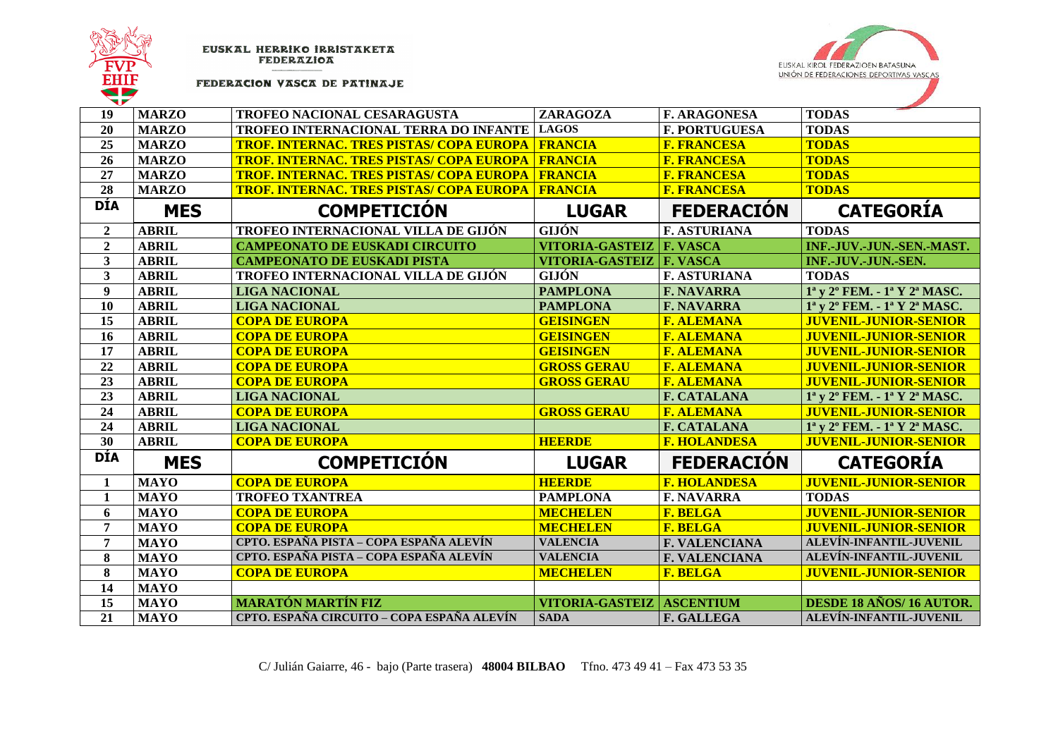EUSKAL HERRIKO IRRISTAKETA FEDERAZIOA

FEDERACION VASCA DE PATINAJE

EUSKAL KIROL FEDERAZIOEN BATASUNA
UNIÓN DE FEDERACIONES DEPORTIVAS VASCAS

| DÍA | MES | COMPETICIÓN | LUGAR | FEDERACIÓN | CATEGORÍA |
|---|---|---|---|---|---|
| 19 | MARZO | TROFEO NACIONAL CESARAGUSTA | ZARAGOZA | F. ARAGONESA | TODAS |
| 20 | MARZO | TROFEO INTERNACIONAL TERRA DO INFANTE | LAGOS | F. PORTUGUESA | TODAS |
| 25 | MARZO | TROF. INTERNAC. TRES PISTAS/ COPA EUROPA | FRANCIA | F. FRANCESA | TODAS |
| 26 | MARZO | TROF. INTERNAC. TRES PISTAS/ COPA EUROPA | FRANCIA | F. FRANCESA | TODAS |
| 27 | MARZO | TROF. INTERNAC. TRES PISTAS/ COPA EUROPA | FRANCIA | F. FRANCESA | TODAS |
| 28 | MARZO | TROF. INTERNAC. TRES PISTAS/ COPA EUROPA | FRANCIA | F. FRANCESA | TODAS |
| **DÍA** | **MES** | **COMPETICIÓN** | **LUGAR** | **FEDERACIÓN** | **CATEGORÍA** |
| 2 | ABRIL | TROFEO INTERNACIONAL VILLA DE GIJÓN | GIJÓN | F. ASTURIANA | TODAS |
| 2 | ABRIL | CAMPEONATO DE EUSKADI CIRCUITO | VITORIA-GASTEIZ | F. VASCA | INF.-JUV.-JUN.-SEN.-MAST. |
| 3 | ABRIL | CAMPEONATO DE EUSKADI PISTA | VITORIA-GASTEIZ | F. VASCA | INF.-JUV.-JUN.-SEN. |
| 3 | ABRIL | TROFEO INTERNACIONAL VILLA DE GIJÓN | GIJÓN | F. ASTURIANA | TODAS |
| 9 | ABRIL | LIGA NACIONAL | PAMPLONA | F. NAVARRA | 1ª y 2º FEM. - 1ª Y 2ª MASC. |
| 10 | ABRIL | LIGA NACIONAL | PAMPLONA | F. NAVARRA | 1ª y 2º FEM. - 1ª Y 2ª MASC. |
| 15 | ABRIL | COPA DE EUROPA | GEISINGEN | F. ALEMANA | JUVENIL-JUNIOR-SENIOR |
| 16 | ABRIL | COPA DE EUROPA | GEISINGEN | F. ALEMANA | JUVENIL-JUNIOR-SENIOR |
| 17 | ABRIL | COPA DE EUROPA | GEISINGEN | F. ALEMANA | JUVENIL-JUNIOR-SENIOR |
| 22 | ABRIL | COPA DE EUROPA | GROSS GERAU | F. ALEMANA | JUVENIL-JUNIOR-SENIOR |
| 23 | ABRIL | COPA DE EUROPA | GROSS GERAU | F. ALEMANA | JUVENIL-JUNIOR-SENIOR |
| 23 | ABRIL | LIGA NACIONAL | | F. CATALANA | 1ª y 2º FEM. - 1ª Y 2ª MASC. |
| 24 | ABRIL | COPA DE EUROPA | GROSS GERAU | F. ALEMANA | JUVENIL-JUNIOR-SENIOR |
| 24 | ABRIL | LIGA NACIONAL | | F. CATALANA | 1ª y 2º FEM. - 1ª Y 2ª MASC. |
| 30 | ABRIL | COPA DE EUROPA | HEERDE | F. HOLANDESA | JUVENIL-JUNIOR-SENIOR |
| **DÍA** | **MES** | **COMPETICIÓN** | **LUGAR** | **FEDERACIÓN** | **CATEGORÍA** |
| 1 | MAYO | COPA DE EUROPA | HEERDE | F. HOLANDESA | JUVENIL-JUNIOR-SENIOR |
| 1 | MAYO | TROFEO TXANTREA | PAMPLONA | F. NAVARRA | TODAS |
| 6 | MAYO | COPA DE EUROPA | MECHELEN | F. BELGA | JUVENIL-JUNIOR-SENIOR |
| 7 | MAYO | COPA DE EUROPA | MECHELEN | F. BELGA | JUVENIL-JUNIOR-SENIOR |
| 7 | MAYO | CPTO. ESPAÑA PISTA – COPA ESPAÑA ALEVÍN | VALENCIA | F. VALENCIANA | ALEVÍN-INFANTIL-JUVENIL |
| 8 | MAYO | CPTO. ESPAÑA PISTA – COPA ESPAÑA ALEVÍN | VALENCIA | F. VALENCIANA | ALEVÍN-INFANTIL-JUVENIL |
| 8 | MAYO | COPA DE EUROPA | MECHELEN | F. BELGA | JUVENIL-JUNIOR-SENIOR |
| 14 | MAYO | | | | |
| 15 | MAYO | MARATÓN MARTÍN FIZ | VITORIA-GASTEIZ | ASCENTIUM | DESDE 18 AÑOS/ 16 AUTOR. |
| 21 | MAYO | CPTO. ESPAÑA CIRCUITO – COPA ESPAÑA ALEVÍN | SADA | F. GALLEGA | ALEVÍN-INFANTIL-JUVENIL |

C/ Julián Gaiarre, 46 - bajo (Parte trasera) **48004 BILBAO** Tfno. 473 49 41 – Fax 473 53 35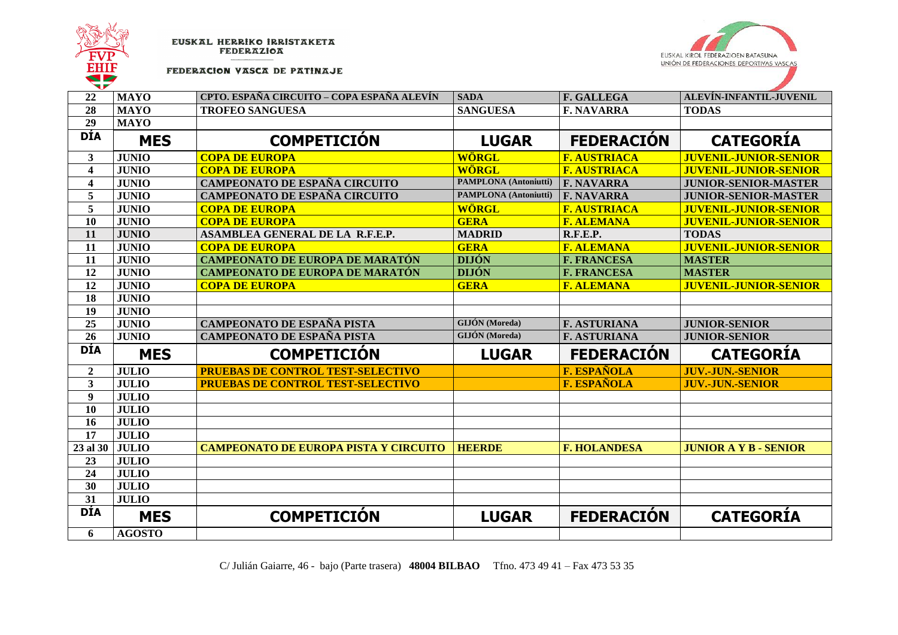EUSKAL HERRIKO IRRISTAKETA FEDERAZIOA

FEDERACION VASCA DE PATINAJE

EUSKAL KIROL FEDERAZIOEN BATASUNA
UNIÓN DE FEDERACIONES DEPORTIVAS VASCAS

| | | | | | |
|---|---|---|---|---|---|
| 22 | MAYO | CPTO. ESPAÑA CIRCUITO – COPA ESPAÑA ALEVÍN | SADA | F. GALLEGA | ALEVÍN-INFANTIL-JUVENIL |
| 28 | MAYO | TROFEO SANGUESA | SANGUESA | F. NAVARRA | TODAS |
| 29 | MAYO | | | | |
| **DÍA** | **MES** | **COMPETICIÓN** | **LUGAR** | **FEDERACIÓN** | **CATEGORÍA** |
| 3 | JUNIO | COPA DE EUROPA | WÖRGL | F. AUSTRIACA | JUVENIL-JUNIOR-SENIOR |
| 4 | JUNIO | COPA DE EUROPA | WÖRGL | F. AUSTRIACA | JUVENIL-JUNIOR-SENIOR |
| 4 | JUNIO | CAMPEONATO DE ESPAÑA CIRCUITO | PAMPLONA (Antoniutti) | F. NAVARRA | JUNIOR-SENIOR-MASTER |
| 5 | JUNIO | CAMPEONATO DE ESPAÑA CIRCUITO | PAMPLONA (Antoniutti) | F. NAVARRA | JUNIOR-SENIOR-MASTER |
| 5 | JUNIO | COPA DE EUROPA | WÖRGL | F. AUSTRIACA | JUVENIL-JUNIOR-SENIOR |
| 10 | JUNIO | COPA DE EUROPA | GERA | F. ALEMANA | JUVENIL-JUNIOR-SENIOR |
| 11 | JUNIO | ASAMBLEA GENERAL DE LA R.F.E.P. | MADRID | R.F.E.P. | TODAS |
| 11 | JUNIO | COPA DE EUROPA | GERA | F. ALEMANA | JUVENIL-JUNIOR-SENIOR |
| 11 | JUNIO | CAMPEONATO DE EUROPA DE MARATÓN | DIJÓN | F. FRANCESA | MASTER |
| 12 | JUNIO | CAMPEONATO DE EUROPA DE MARATÓN | DIJÓN | F. FRANCESA | MASTER |
| 12 | JUNIO | COPA DE EUROPA | GERA | F. ALEMANA | JUVENIL-JUNIOR-SENIOR |
| 18 | JUNIO | | | | |
| 19 | JUNIO | | | | |
| 25 | JUNIO | CAMPEONATO DE ESPAÑA PISTA | GIJÓN (Moreda) | F. ASTURIANA | JUNIOR-SENIOR |
| 26 | JUNIO | CAMPEONATO DE ESPAÑA PISTA | GIJÓN (Moreda) | F. ASTURIANA | JUNIOR-SENIOR |
| **DÍA** | **MES** | **COMPETICIÓN** | **LUGAR** | **FEDERACIÓN** | **CATEGORÍA** |
| 2 | JULIO | PRUEBAS DE CONTROL TEST-SELECTIVO | | F. ESPAÑOLA | JUV.-JUN.-SENIOR |
| 3 | JULIO | PRUEBAS DE CONTROL TEST-SELECTIVO | | F. ESPAÑOLA | JUV.-JUN.-SENIOR |
| 9 | JULIO | | | | |
| 10 | JULIO | | | | |
| 16 | JULIO | | | | |
| 17 | JULIO | | | | |
| 23 al 30 | JULIO | CAMPEONATO DE EUROPA PISTA Y CIRCUITO | HEERDE | F. HOLANDESA | JUNIOR A Y B - SENIOR |
| 23 | JULIO | | | | |
| 24 | JULIO | | | | |
| 30 | JULIO | | | | |
| 31 | JULIO | | | | |
| **DÍA** | **MES** | **COMPETICIÓN** | **LUGAR** | **FEDERACIÓN** | **CATEGORÍA** |
| 6 | AGOSTO | | | | |

C/ Julián Gaiarre, 46 - bajo (Parte trasera) **48004 BILBAO** Tfno. 473 49 41 – Fax 473 53 35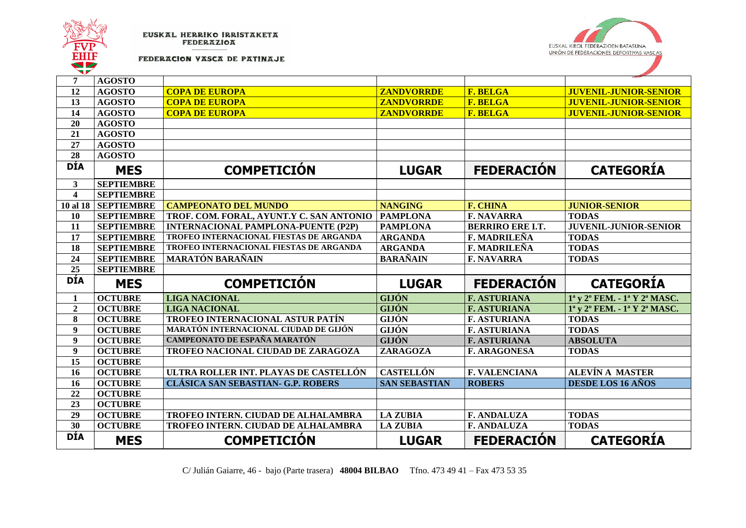EUSKAL HERRIKO IRRISTAKETA FEDERAZIOA

FEDERACION VASCA DE PATINAJE

EUSKAL KIROL FEDERAZIOEN BATASUNA
UNIÓN DE FEDERACIONES DEPORTIVAS VASCAS

| | | | | | |
|---|---|---|---|---|---|
| 7 | AGOSTO | | | | |
| 12 | AGOSTO | COPA DE EUROPA | ZANDVORRDE | F. BELGA | JUVENIL-JUNIOR-SENIOR |
| 13 | AGOSTO | COPA DE EUROPA | ZANDVORRDE | F. BELGA | JUVENIL-JUNIOR-SENIOR |
| 14 | AGOSTO | COPA DE EUROPA | ZANDVORRDE | F. BELGA | JUVENIL-JUNIOR-SENIOR |
| 20 | AGOSTO | | | | |
| 21 | AGOSTO | | | | |
| 27 | AGOSTO | | | | |
| 28 | AGOSTO | | | | |
| **DÍA** | **MES** | **COMPETICIÓN** | **LUGAR** | **FEDERACIÓN** | **CATEGORÍA** |
| 3 | SEPTIEMBRE | | | | |
| 4 | SEPTIEMBRE | | | | |
| 10 al 18 | SEPTIEMBRE | CAMPEONATO DEL MUNDO | NANGING | F. CHINA | JUNIOR-SENIOR |
| 10 | SEPTIEMBRE | TROF. COM. FORAL, AYUNT.Y C. SAN ANTONIO | PAMPLONA | F. NAVARRA | TODAS |
| 11 | SEPTIEMBRE | INTERNACIONAL PAMPLONA-PUENTE (P2P) | PAMPLONA | BERRIRO ERE I.T. | JUVENIL-JUNIOR-SENIOR |
| 17 | SEPTIEMBRE | TROFEO INTERNACIONAL FIESTAS DE ARGANDA | ARGANDA | F. MADRILEÑA | TODAS |
| 18 | SEPTIEMBRE | TROFEO INTERNACIONAL FIESTAS DE ARGANDA | ARGANDA | F. MADRILEÑA | TODAS |
| 24 | SEPTIEMBRE | MARATÓN BARAÑAIN | BARAÑAIN | F. NAVARRA | TODAS |
| 25 | SEPTIEMBRE | | | | |
| **DÍA** | **MES** | **COMPETICIÓN** | **LUGAR** | **FEDERACIÓN** | **CATEGORÍA** |
| 1 | OCTUBRE | LIGA NACIONAL | GIJÓN | F. ASTURIANA | 1ª y 2º FEM. - 1ª Y 2ª MASC. |
| 2 | OCTUBRE | LIGA NACIONAL | GIJÓN | F. ASTURIANA | 1ª y 2º FEM. - 1ª Y 2ª MASC. |
| 8 | OCTUBRE | TROFEO INTERNACIONAL ASTUR PATÍN | GIJÓN | F. ASTURIANA | TODAS |
| 9 | OCTUBRE | MARATÓN INTERNACIONAL CIUDAD DE GIJÓN | GIJÓN | F. ASTURIANA | TODAS |
| 9 | OCTUBRE | CAMPEONATO DE ESPAÑA MARATÓN | GIJÓN | F. ASTURIANA | ABSOLUTA |
| 9 | OCTUBRE | TROFEO NACIONAL CIUDAD DE ZARAGOZA | ZARAGOZA | F. ARAGONESA | TODAS |
| 15 | OCTUBRE | | | | |
| 16 | OCTUBRE | ULTRA ROLLER INT. PLAYAS DE CASTELLÓN | CASTELLÓN | F. VALENCIANA | ALEVÍN A MASTER |
| 16 | OCTUBRE | CLÁSICA SAN SEBASTIAN- G.P. ROBERS | SAN SEBASTIAN | ROBERS | DESDE LOS 16 AÑOS |
| 22 | OCTUBRE | | | | |
| 23 | OCTUBRE | | | | |
| 29 | OCTUBRE | TROFEO INTERN. CIUDAD DE ALHALAMBRA | LA ZUBIA | F. ANDALUZA | TODAS |
| 30 | OCTUBRE | TROFEO INTERN. CIUDAD DE ALHALAMBRA | LA ZUBIA | F. ANDALUZA | TODAS |
| **DÍA** | **MES** | **COMPETICIÓN** | **LUGAR** | **FEDERACIÓN** | **CATEGORÍA** |

C/ Julián Gaiarre, 46 - bajo (Parte trasera) **48004 BILBAO** Tfno. 473 49 41 – Fax 473 53 35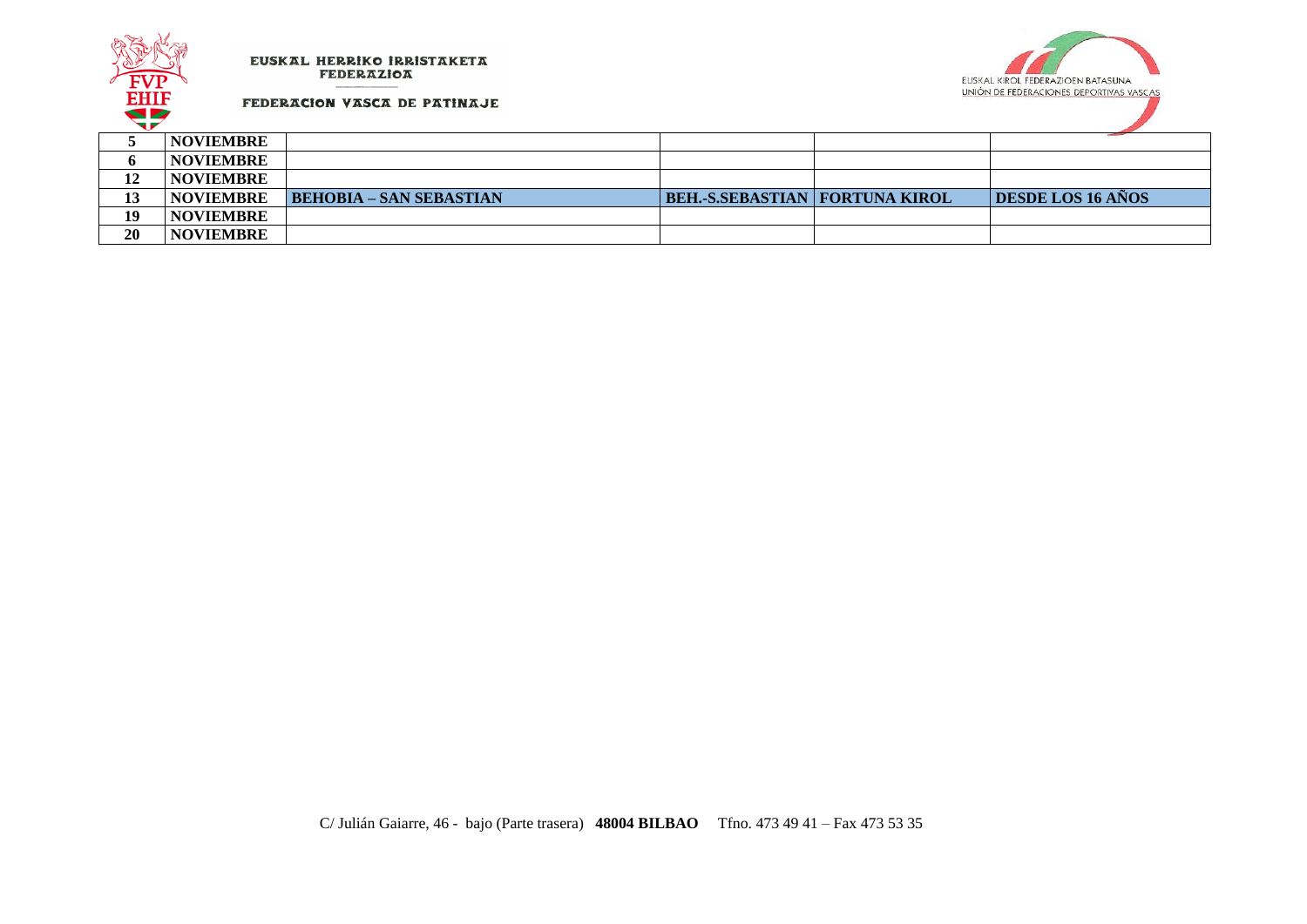| | | | | | |
|---|---|---|---|---|---|
| 5 | NOVIEMBRE | | | | |
| 6 | NOVIEMBRE | | | | |
| 12 | NOVIEMBRE | | | | |
| 13 | NOVIEMBRE | BEHOBIA – SAN SEBASTIAN | BEH.-S.SEBASTIAN | FORTUNA KIROL | DESDE LOS 16 AÑOS |
| 19 | NOVIEMBRE | | | | |
| 20 | NOVIEMBRE | | | | |